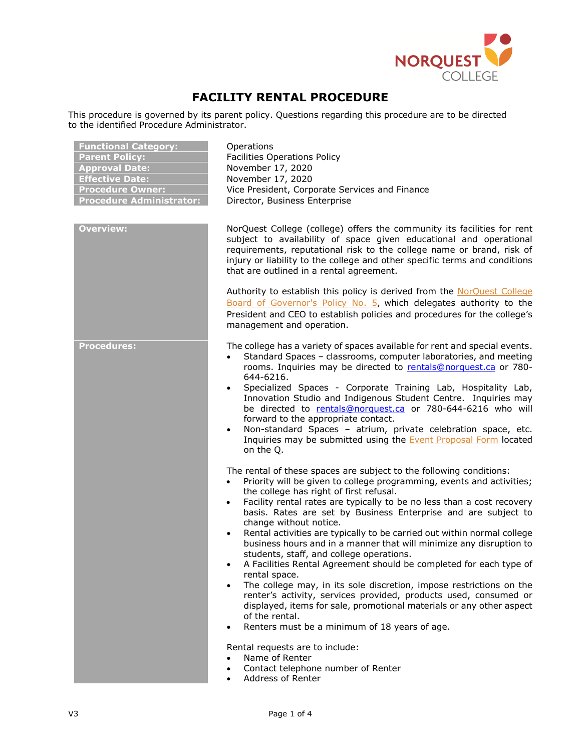# FACILITY RENTAL PROCEDURE

This procedure is governed by its parent policy. Questions regarding this procedure are to be directed to the identified Procedure Administrator.

| | |
|---|---|
| **Functional Category:** | Operations |
| **Parent Policy:** | Facilities Operations Policy |
| **Approval Date:** | November 17, 2020 |
| **Effective Date:** | November 17, 2020 |
| **Procedure Owner:** | Vice President, Corporate Services and Finance |
| **Procedure Administrator:** | Director, Business Enterprise |

## Overview:

NorQuest College (college) offers the community its facilities for rent subject to availability of space given educational and operational requirements, reputational risk to the college name or brand, risk of injury or liability to the college and other specific terms and conditions that are outlined in a rental agreement.

Authority to establish this policy is derived from the NorQuest College Board of Governor's Policy No. 5, which delegates authority to the President and CEO to establish policies and procedures for the college's management and operation.

## Procedures:

The college has a variety of spaces available for rent and special events.

- Standard Spaces – classrooms, computer laboratories, and meeting rooms. Inquiries may be directed to rentals@norquest.ca or 780-644-6216.
- Specialized Spaces - Corporate Training Lab, Hospitality Lab, Innovation Studio and Indigenous Student Centre. Inquiries may be directed to rentals@norquest.ca or 780-644-6216 who will forward to the appropriate contact.
- Non-standard Spaces – atrium, private celebration space, etc. Inquiries may be submitted using the Event Proposal Form located on the Q.

The rental of these spaces are subject to the following conditions:

- Priority will be given to college programming, events and activities; the college has right of first refusal.
- Facility rental rates are typically to be no less than a cost recovery basis. Rates are set by Business Enterprise and are subject to change without notice.
- Rental activities are typically to be carried out within normal college business hours and in a manner that will minimize any disruption to students, staff, and college operations.
- A Facilities Rental Agreement should be completed for each type of rental space.
- The college may, in its sole discretion, impose restrictions on the renter's activity, services provided, products used, consumed or displayed, items for sale, promotional materials or any other aspect of the rental.
- Renters must be a minimum of 18 years of age.

Rental requests are to include:

- Name of Renter
- Contact telephone number of Renter
- Address of Renter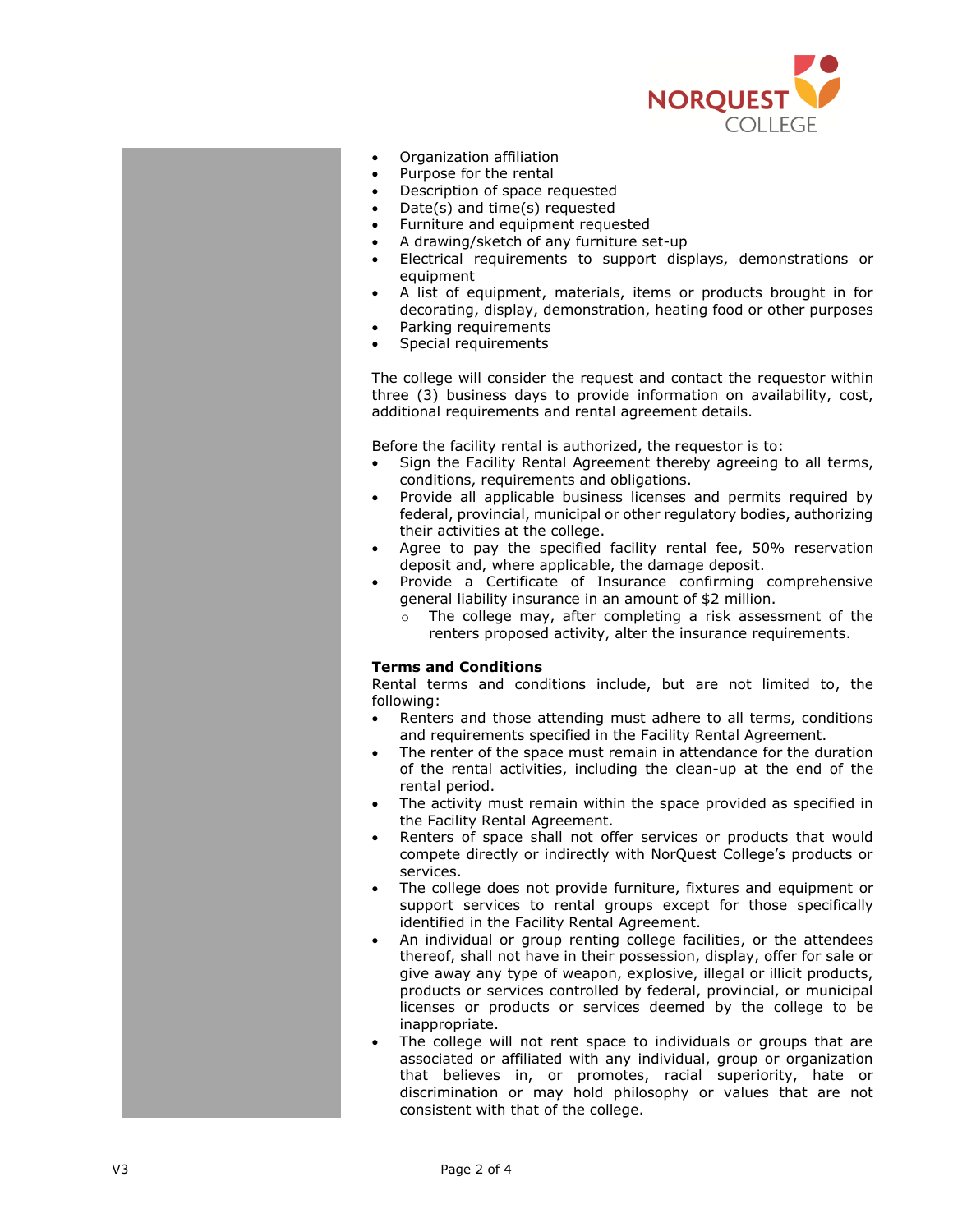- Organization affiliation
- Purpose for the rental
- Description of space requested
- Date(s) and time(s) requested
- Furniture and equipment requested
- A drawing/sketch of any furniture set-up
- Electrical requirements to support displays, demonstrations or equipment
- A list of equipment, materials, items or products brought in for decorating, display, demonstration, heating food or other purposes
- Parking requirements
- Special requirements

The college will consider the request and contact the requestor within three (3) business days to provide information on availability, cost, additional requirements and rental agreement details.

Before the facility rental is authorized, the requestor is to:

- Sign the Facility Rental Agreement thereby agreeing to all terms, conditions, requirements and obligations.
- Provide all applicable business licenses and permits required by federal, provincial, municipal or other regulatory bodies, authorizing their activities at the college.
- Agree to pay the specified facility rental fee, 50% reservation deposit and, where applicable, the damage deposit.
- Provide a Certificate of Insurance confirming comprehensive general liability insurance in an amount of $2 million.
  - The college may, after completing a risk assessment of the renters proposed activity, alter the insurance requirements.

**Terms and Conditions**

Rental terms and conditions include, but are not limited to, the following:

- Renters and those attending must adhere to all terms, conditions and requirements specified in the Facility Rental Agreement.
- The renter of the space must remain in attendance for the duration of the rental activities, including the clean-up at the end of the rental period.
- The activity must remain within the space provided as specified in the Facility Rental Agreement.
- Renters of space shall not offer services or products that would compete directly or indirectly with NorQuest College's products or services.
- The college does not provide furniture, fixtures and equipment or support services to rental groups except for those specifically identified in the Facility Rental Agreement.
- An individual or group renting college facilities, or the attendees thereof, shall not have in their possession, display, offer for sale or give away any type of weapon, explosive, illegal or illicit products, products or services controlled by federal, provincial, or municipal licenses or products or services deemed by the college to be inappropriate.
- The college will not rent space to individuals or groups that are associated or affiliated with any individual, group or organization that believes in, or promotes, racial superiority, hate or discrimination or may hold philosophy or values that are not consistent with that of the college.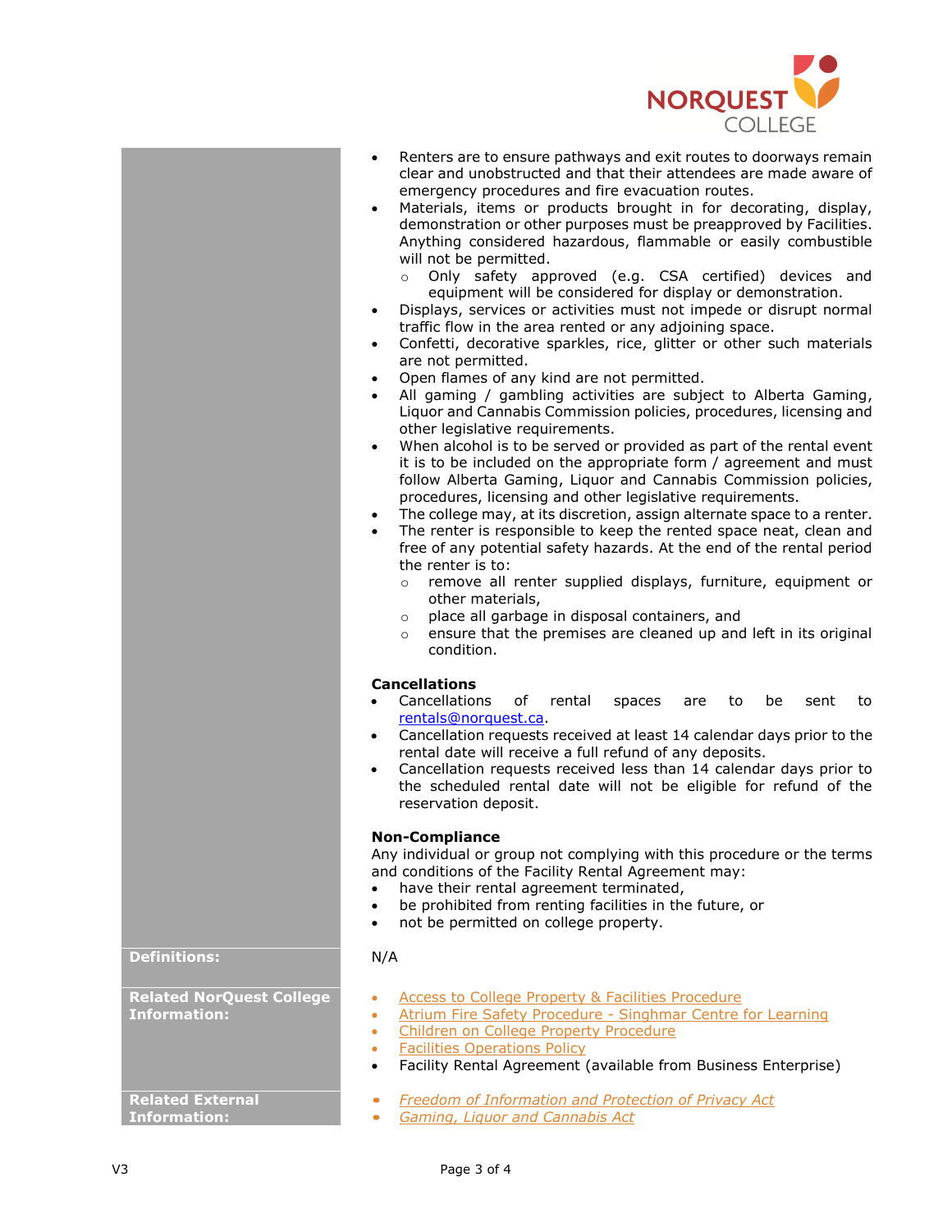- Renters are to ensure pathways and exit routes to doorways remain clear and unobstructed and that their attendees are made aware of emergency procedures and fire evacuation routes.
- Materials, items or products brought in for decorating, display, demonstration or other purposes must be preapproved by Facilities. Anything considered hazardous, flammable or easily combustible will not be permitted.
  - Only safety approved (e.g. CSA certified) devices and equipment will be considered for display or demonstration.
- Displays, services or activities must not impede or disrupt normal traffic flow in the area rented or any adjoining space.
- Confetti, decorative sparkles, rice, glitter or other such materials are not permitted.
- Open flames of any kind are not permitted.
- All gaming / gambling activities are subject to Alberta Gaming, Liquor and Cannabis Commission policies, procedures, licensing and other legislative requirements.
- When alcohol is to be served or provided as part of the rental event it is to be included on the appropriate form / agreement and must follow Alberta Gaming, Liquor and Cannabis Commission policies, procedures, licensing and other legislative requirements.
- The college may, at its discretion, assign alternate space to a renter.
- The renter is responsible to keep the rented space neat, clean and free of any potential safety hazards. At the end of the rental period the renter is to:
  - remove all renter supplied displays, furniture, equipment or other materials,
  - place all garbage in disposal containers, and
  - ensure that the premises are cleaned up and left in its original condition.

**Cancellations**

- Cancellations of rental spaces are to be sent to rentals@norquest.ca.
- Cancellation requests received at least 14 calendar days prior to the rental date will receive a full refund of any deposits.
- Cancellation requests received less than 14 calendar days prior to the scheduled rental date will not be eligible for refund of the reservation deposit.

**Non-Compliance**

Any individual or group not complying with this procedure or the terms and conditions of the Facility Rental Agreement may:

- have their rental agreement terminated,
- be prohibited from renting facilities in the future, or
- not be permitted on college property.

**Definitions:**

N/A

**Related NorQuest College Information:**

- Access to College Property & Facilities Procedure
- Atrium Fire Safety Procedure - Singhmar Centre for Learning
- Children on College Property Procedure
- Facilities Operations Policy
- Facility Rental Agreement (available from Business Enterprise)

**Related External Information:**

- *Freedom of Information and Protection of Privacy Act*
- *Gaming, Liquor and Cannabis Act*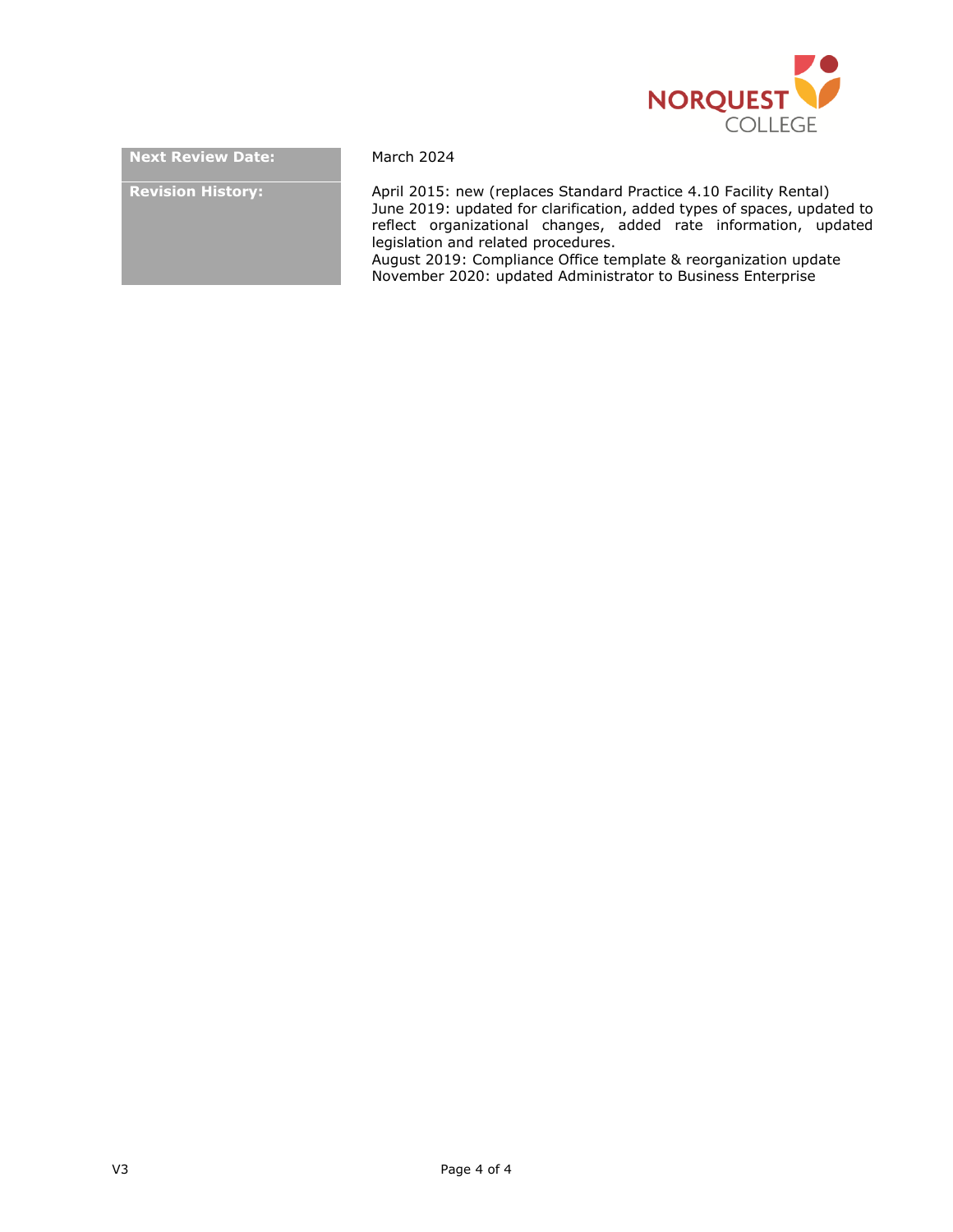| | |
|---|---|
| **Next Review Date:** | March 2024 |
| **Revision History:** | April 2015: new (replaces Standard Practice 4.10 Facility Rental)<br>June 2019: updated for clarification, added types of spaces, updated to reflect organizational changes, added rate information, updated legislation and related procedures.<br>August 2019: Compliance Office template & reorganization update<br>November 2020: updated Administrator to Business Enterprise |